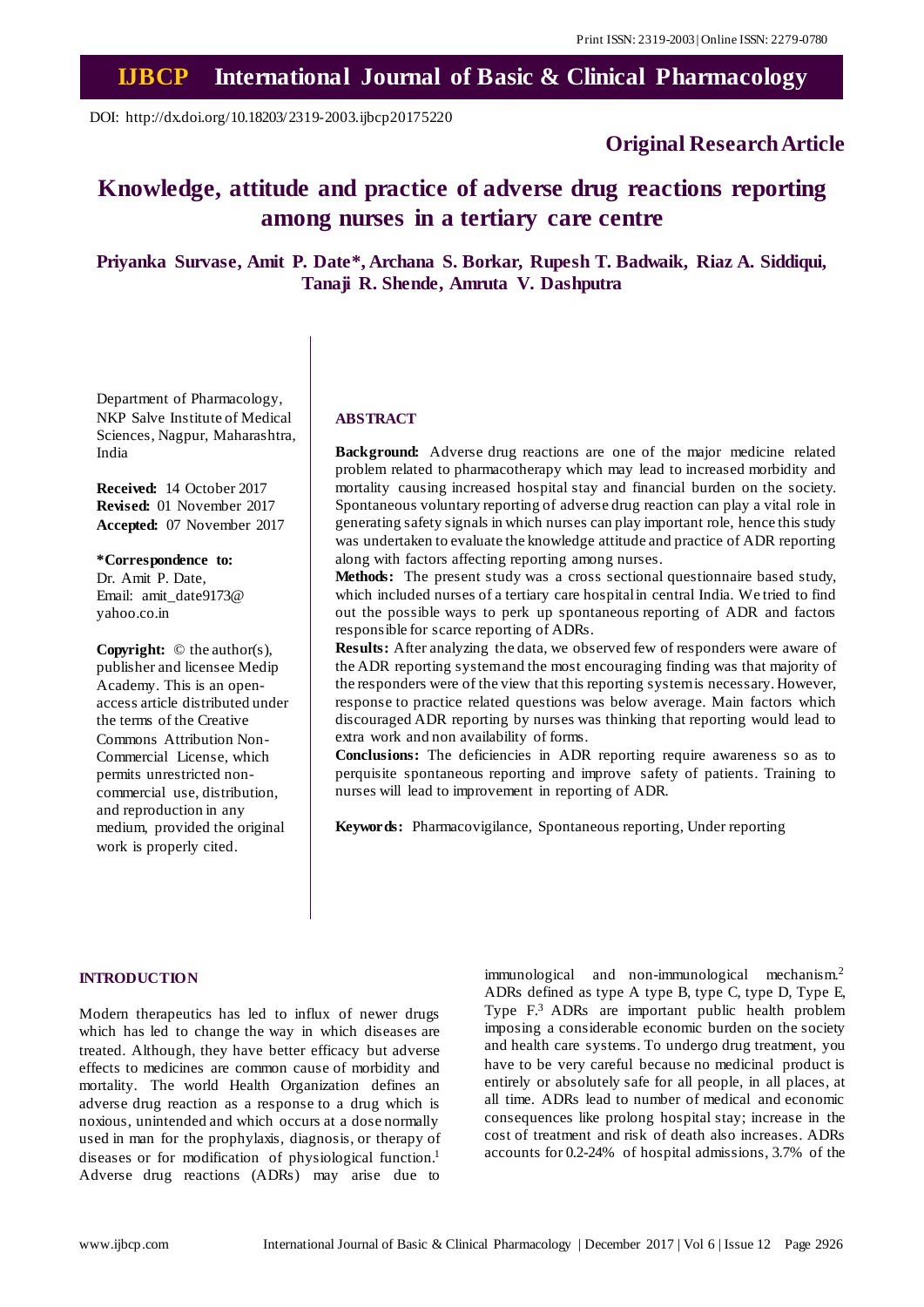Print ISSN: 2319-2003 | Online ISSN: 2279-0780

# IJBCP International Journal of Basic & Clinical Pharmacology

DOI: http://dx.doi.org/10.18203/2319-2003.ijbcp20175220

**Original Research Article**

# Knowledge, attitude and practice of adverse drug reactions reporting among nurses in a tertiary care centre

**Priyanka Survase, Amit P. Date\*, Archana S. Borkar, Rupesh T. Badwaik, Riaz A. Siddiqui, Tanaji R. Shende, Amruta V. Dashputra**

Department of Pharmacology, NKP Salve Institute of Medical Sciences, Nagpur, Maharashtra, India

**Received:** 14 October 2017
**Revised:** 01 November 2017
**Accepted:** 07 November 2017

**\*Correspondence to:**
Dr. Amit P. Date,
Email: amit_date9173@yahoo.co.in

**Copyright:** © the author(s), publisher and licensee Medip Academy. This is an open-access article distributed under the terms of the Creative Commons Attribution Non-Commercial License, which permits unrestricted non-commercial use, distribution, and reproduction in any medium, provided the original work is properly cited.

## ABSTRACT

**Background:** Adverse drug reactions are one of the major medicine related problem related to pharmacotherapy which may lead to increased morbidity and mortality causing increased hospital stay and financial burden on the society. Spontaneous voluntary reporting of adverse drug reaction can play a vital role in generating safety signals in which nurses can play important role, hence this study was undertaken to evaluate the knowledge attitude and practice of ADR reporting along with factors affecting reporting among nurses.

**Methods:** The present study was a cross sectional questionnaire based study, which included nurses of a tertiary care hospital in central India. We tried to find out the possible ways to perk up spontaneous reporting of ADR and factors responsible for scarce reporting of ADRs.

**Results:** After analyzing the data, we observed few of responders were aware of the ADR reporting system and the most encouraging finding was that majority of the responders were of the view that this reporting system is necessary. However, response to practice related questions was below average. Main factors which discouraged ADR reporting by nurses was thinking that reporting would lead to extra work and non availability of forms.

**Conclusions:** The deficiencies in ADR reporting require awareness so as to perquisite spontaneous reporting and improve safety of patients. Training to nurses will lead to improvement in reporting of ADR.

**Keywords:** Pharmacovigilance, Spontaneous reporting, Under reporting

## INTRODUCTION

Modern therapeutics has led to influx of newer drugs which has led to change the way in which diseases are treated. Although, they have better efficacy but adverse effects to medicines are common cause of morbidity and mortality. The world Health Organization defines an adverse drug reaction as a response to a drug which is noxious, unintended and which occurs at a dose normally used in man for the prophylaxis, diagnosis, or therapy of diseases or for modification of physiological function.[1] Adverse drug reactions (ADRs) may arise due to immunological and non-immunological mechanism.[2] ADRs defined as type A type B, type C, type D, Type E, Type F.[3] ADRs are important public health problem imposing a considerable economic burden on the society and health care systems. To undergo drug treatment, you have to be very careful because no medicinal product is entirely or absolutely safe for all people, in all places, at all time. ADRs lead to number of medical and economic consequences like prolong hospital stay; increase in the cost of treatment and risk of death also increases. ADRs accounts for 0.2-24% of hospital admissions, 3.7% of the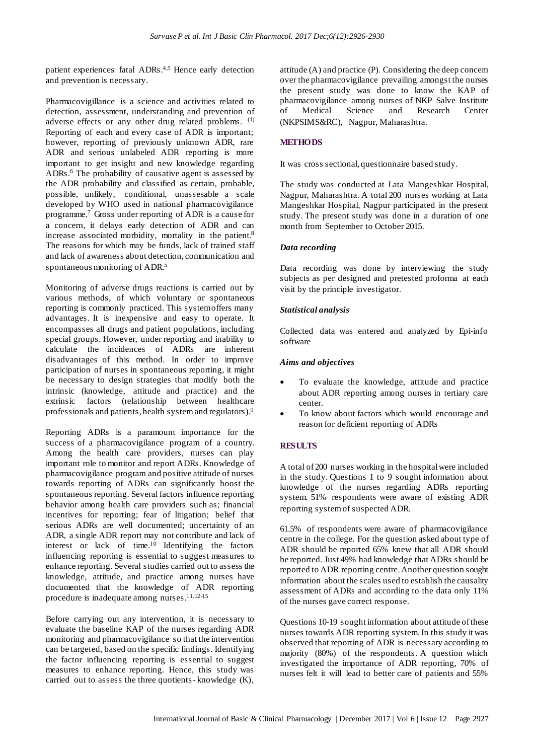patient experiences fatal ADRs.[4,5] Hence early detection and prevention is necessary.

Pharmacovigillance is a science and activities related to detection, assessment, understanding and prevention of adverse effects or any other drug related problems. [(1)] Reporting of each and every case of ADR is important; however, reporting of previously unknown ADR, rare ADR and serious unlabeled ADR reporting is more important to get insight and new knowledge regarding ADRs.[6] The probability of causative agent is assessed by the ADR probability and classified as certain, probable, possible, unlikely, conditional, unassesable a scale developed by WHO used in national pharmacovigilance programme.[7] Gross under reporting of ADR is a cause for a concern, it delays early detection of ADR and can increase associated morbidity, mortality in the patient.[8] The reasons for which may be funds, lack of trained staff and lack of awareness about detection, communication and spontaneous monitoring of ADR.[5]

Monitoring of adverse drugs reactions is carried out by various methods, of which voluntary or spontaneous reporting is commonly practiced. This system offers many advantages. It is inexpensive and easy to operate. It encompasses all drugs and patient populations, including special groups. However, under reporting and inability to calculate the incidences of ADRs are inherent disadvantages of this method. In order to improve participation of nurses in spontaneous reporting, it might be necessary to design strategies that modify both the intrinsic (knowledge, attitude and practice) and the extrinsic factors (relationship between healthcare professionals and patients, health system and regulators).[9]

Reporting ADRs is a paramount importance for the success of a pharmacovigilance program of a country. Among the health care providers, nurses can play important role to monitor and report ADRs. Knowledge of pharmacovigilance program and positive attitude of nurses towards reporting of ADRs can significantly boost the spontaneous reporting. Several factors influence reporting behavior among health care providers such as; financial incentives for reporting; fear of litigation; belief that serious ADRs are well documented; uncertainty of an ADR, a single ADR report may not contribute and lack of interest or lack of time.[10] Identifying the factors influencing reporting is essential to suggest measures to enhance reporting. Several studies carried out to assess the knowledge, attitude, and practice among nurses have documented that the knowledge of ADR reporting procedure is inadequate among nurses.[11,12-15]

Before carrying out any intervention, it is necessary to evaluate the baseline KAP of the nurses regarding ADR monitoring and pharmacovigilance so that the intervention can be targeted, based on the specific findings. Identifying the factor influencing reporting is essential to suggest measures to enhance reporting. Hence, this study was carried out to assess the three quotients- knowledge (K), attitude (A) and practice (P). Considering the deep concern over the pharmacovigilance prevailing amongst the nurses the present study was done to know the KAP of pharmacovigilance among nurses of NKP Salve Institute of Medical Science and Research Center (NKPSIMS&RC), Nagpur, Maharashtra.

## METHODS

It was cross sectional, questionnaire based study.

The study was conducted at Lata Mangeshkar Hospital, Nagpur, Maharashtra. A total 200 nurses working at Lata Mangeshkar Hospital, Nagpur participated in the present study. The present study was done in a duration of one month from September to October 2015.

### *Data recording*

Data recording was done by interviewing the study subjects as per designed and pretested proforma at each visit by the principle investigator.

### *Statistical analysis*

Collected data was entered and analyzed by Epi-info software

### *Aims and objectives*

- To evaluate the knowledge, attitude and practice about ADR reporting among nurses in tertiary care center.
- To know about factors which would encourage and reason for deficient reporting of ADRs

## RESULTS

A total of 200 nurses working in the hospital were included in the study. Questions 1 to 9 sought information about knowledge of the nurses regarding ADRs reporting system. 51% respondents were aware of existing ADR reporting system of suspected ADR.

61.5% of respondents were aware of pharmacovigilance centre in the college. For the question asked about type of ADR should be reported 65% knew that all ADR should be reported. Just 49% had knowledge that ADRs should be reported to ADR reporting centre. Another question sought information about the scales used to establish the causality assessment of ADRs and according to the data only 11% of the nurses gave correct response.

Questions 10-19 sought information about attitude of these nurses towards ADR reporting system. In this study it was observed that reporting of ADR is necessary according to majority (80%) of the respondents. A question which investigated the importance of ADR reporting, 70% of nurses felt it will lead to better care of patients and 55%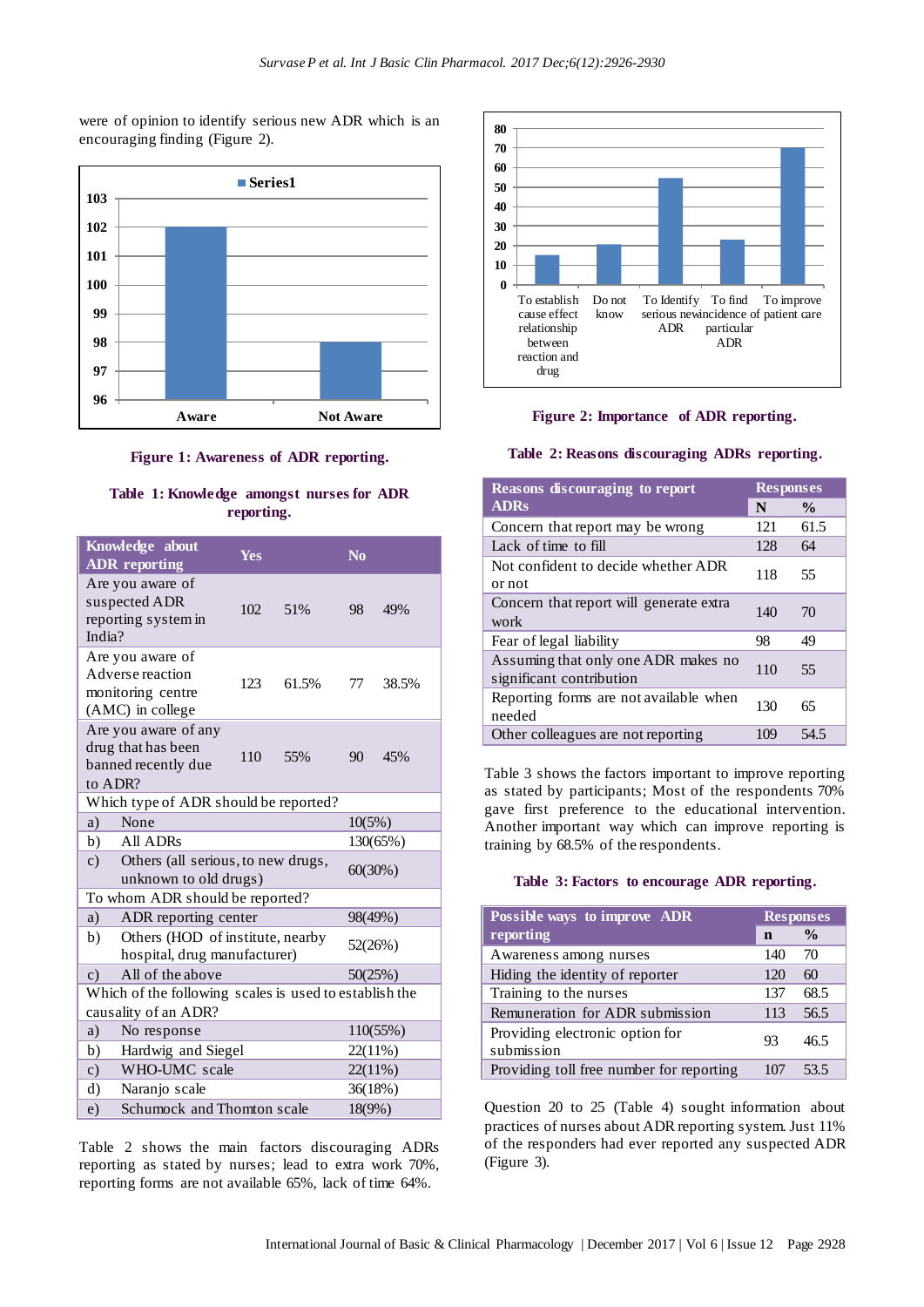were of opinion to identify serious new ADR which is an encouraging finding (Figure 2).

**Figure 1: Awareness of ADR reporting.**

**Table 1: Knowledge amongst nurses for ADR reporting.**

| Knowledge about ADR reporting | Yes | | No | |
|---|---|---|---|---|
| Are you aware of suspected ADR reporting system in India? | 102 | 51% | 98 | 49% |
| Are you aware of Adverse reaction monitoring centre (AMC) in college | 123 | 61.5% | 77 | 38.5% |
| Are you aware of any drug that has been banned recently due to ADR? | 110 | 55% | 90 | 45% |
| Which type of ADR should be reported? | | | | |
| a) None | | | 10(5%) | |
| b) All ADRs | | | 130(65%) | |
| c) Others (all serious, to new drugs, unknown to old drugs) | | | 60(30%) | |
| To whom ADR should be reported? | | | | |
| a) ADR reporting center | | | 98(49%) | |
| b) Others (HOD of institute, nearby hospital, drug manufacturer) | | | 52(26%) | |
| c) All of the above | | | 50(25%) | |
| Which of the following scales is used to establish the causality of an ADR? | | | | |
| a) No response | | | 110(55%) | |
| b) Hardwig and Siegel | | | 22(11%) | |
| c) WHO-UMC scale | | | 22(11%) | |
| d) Naranjo scale | | | 36(18%) | |
| e) Schumock and Thornton scale | | | 18(9%) | |

Table 2 shows the main factors discouraging ADRs reporting as stated by nurses; lead to extra work 70%, reporting forms are not available 65%, lack of time 64%.

**Figure 2: Importance of ADR reporting.**

**Table 2: Reasons discouraging ADRs reporting.**

| Reasons discouraging to report ADRs | Responses | |
|---|---|---|
| | N | % |
| Concern that report may be wrong | 121 | 61.5 |
| Lack of time to fill | 128 | 64 |
| Not confident to decide whether ADR or not | 118 | 55 |
| Concern that report will generate extra work | 140 | 70 |
| Fear of legal liability | 98 | 49 |
| Assuming that only one ADR makes no significant contribution | 110 | 55 |
| Reporting forms are not available when needed | 130 | 65 |
| Other colleagues are not reporting | 109 | 54.5 |

Table 3 shows the factors important to improve reporting as stated by participants; Most of the respondents 70% gave first preference to the educational intervention. Another important way which can improve reporting is training by 68.5% of the respondents.

**Table 3: Factors to encourage ADR reporting.**

| Possible ways to improve ADR reporting | Responses | |
|---|---|---|
| | n | % |
| Awareness among nurses | 140 | 70 |
| Hiding the identity of reporter | 120 | 60 |
| Training to the nurses | 137 | 68.5 |
| Remuneration for ADR submission | 113 | 56.5 |
| Providing electronic option for submission | 93 | 46.5 |
| Providing toll free number for reporting | 107 | 53.5 |

Question 20 to 25 (Table 4) sought information about practices of nurses about ADR reporting system. Just 11% of the responders had ever reported any suspected ADR (Figure 3).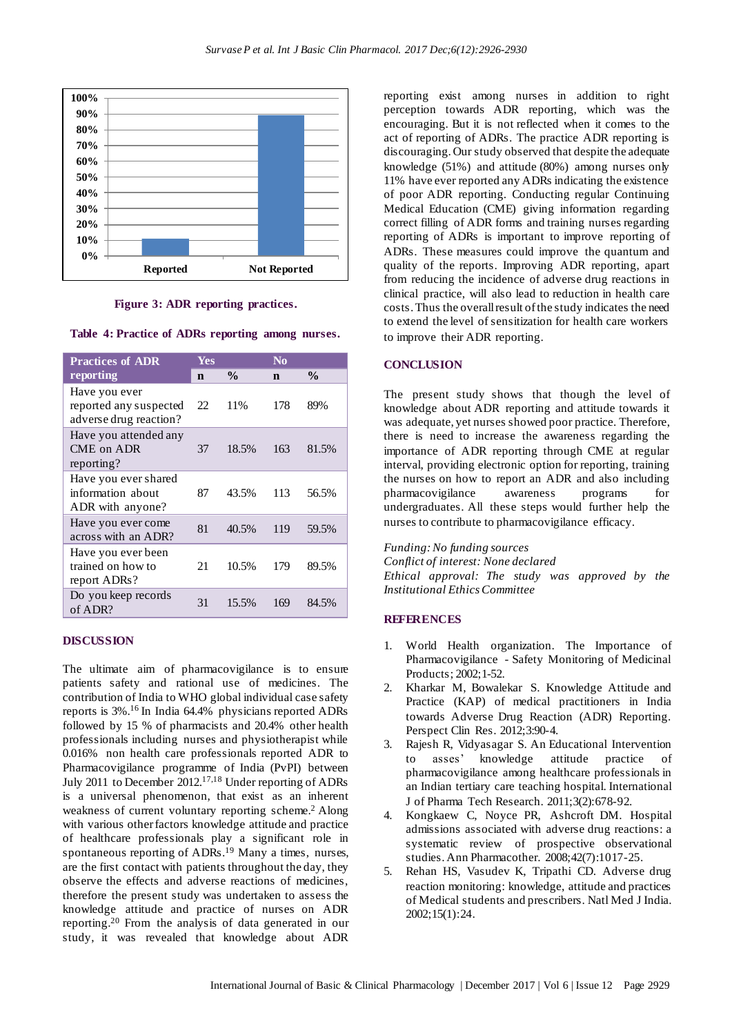Figure 3: ADR reporting practices.

Table 4: Practice of ADRs reporting among nurses.

| Practices of ADR reporting | Yes | | No | |
|---|---|---|---|---|
| | n | % | n | % |
| Have you ever reported any suspected adverse drug reaction? | 22 | 11% | 178 | 89% |
| Have you attended any CME on ADR reporting? | 37 | 18.5% | 163 | 81.5% |
| Have you ever shared information about ADR with anyone? | 87 | 43.5% | 113 | 56.5% |
| Have you ever come across with an ADR? | 81 | 40.5% | 119 | 59.5% |
| Have you ever been trained on how to report ADRs? | 21 | 10.5% | 179 | 89.5% |
| Do you keep records of ADR? | 31 | 15.5% | 169 | 84.5% |

## DISCUSSION

The ultimate aim of pharmacovigilance is to ensure patients safety and rational use of medicines. The contribution of India to WHO global individual case safety reports is 3%.[16] In India 64.4% physicians reported ADRs followed by 15 % of pharmacists and 20.4% other health professionals including nurses and physiotherapist while 0.016% non health care professionals reported ADR to Pharmacovigilance programme of India (PvPI) between July 2011 to December 2012.[17,18] Under reporting of ADRs is a universal phenomenon, that exist as an inherent weakness of current voluntary reporting scheme.[2] Along with various other factors knowledge attitude and practice of healthcare professionals play a significant role in spontaneous reporting of ADRs.[19] Many a times, nurses, are the first contact with patients throughout the day, they observe the effects and adverse reactions of medicines, therefore the present study was undertaken to assess the knowledge attitude and practice of nurses on ADR reporting.[20] From the analysis of data generated in our study, it was revealed that knowledge about ADR reporting exist among nurses in addition to right perception towards ADR reporting, which was the encouraging. But it is not reflected when it comes to the act of reporting of ADRs. The practice ADR reporting is discouraging. Our study observed that despite the adequate knowledge (51%) and attitude (80%) among nurses only 11% have ever reported any ADRs indicating the existence of poor ADR reporting. Conducting regular Continuing Medical Education (CME) giving information regarding correct filling of ADR forms and training nurses regarding reporting of ADRs is important to improve reporting of ADRs. These measures could improve the quantum and quality of the reports. Improving ADR reporting, apart from reducing the incidence of adverse drug reactions in clinical practice, will also lead to reduction in health care costs. Thus the overall result of the study indicates the need to extend the level of sensitization for health care workers to improve their ADR reporting.

## CONCLUSION

The present study shows that though the level of knowledge about ADR reporting and attitude towards it was adequate, yet nurses showed poor practice. Therefore, there is need to increase the awareness regarding the importance of ADR reporting through CME at regular interval, providing electronic option for reporting, training the nurses on how to report an ADR and also including pharmacovigilance awareness programs for undergraduates. All these steps would further help the nurses to contribute to pharmacovigilance efficacy.

*Funding: No funding sources*
*Conflict of interest: None declared*
*Ethical approval: The study was approved by the Institutional Ethics Committee*

## REFERENCES

1. World Health organization. The Importance of Pharmacovigilance - Safety Monitoring of Medicinal Products; 2002;1-52.
2. Kharkar M, Bowalekar S. Knowledge Attitude and Practice (KAP) of medical practitioners in India towards Adverse Drug Reaction (ADR) Reporting. Perspect Clin Res. 2012;3:90-4.
3. Rajesh R, Vidyasagar S. An Educational Intervention to asses' knowledge attitude practice of pharmacovigilance among healthcare professionals in an Indian tertiary care teaching hospital. International J of Pharma Tech Research. 2011;3(2):678-92.
4. Kongkaew C, Noyce PR, Ashcroft DM. Hospital admissions associated with adverse drug reactions: a systematic review of prospective observational studies. Ann Pharmacother. 2008;42(7):1017-25.
5. Rehan HS, Vasudev K, Tripathi CD. Adverse drug reaction monitoring: knowledge, attitude and practices of Medical students and prescribers. Natl Med J India. 2002;15(1):24.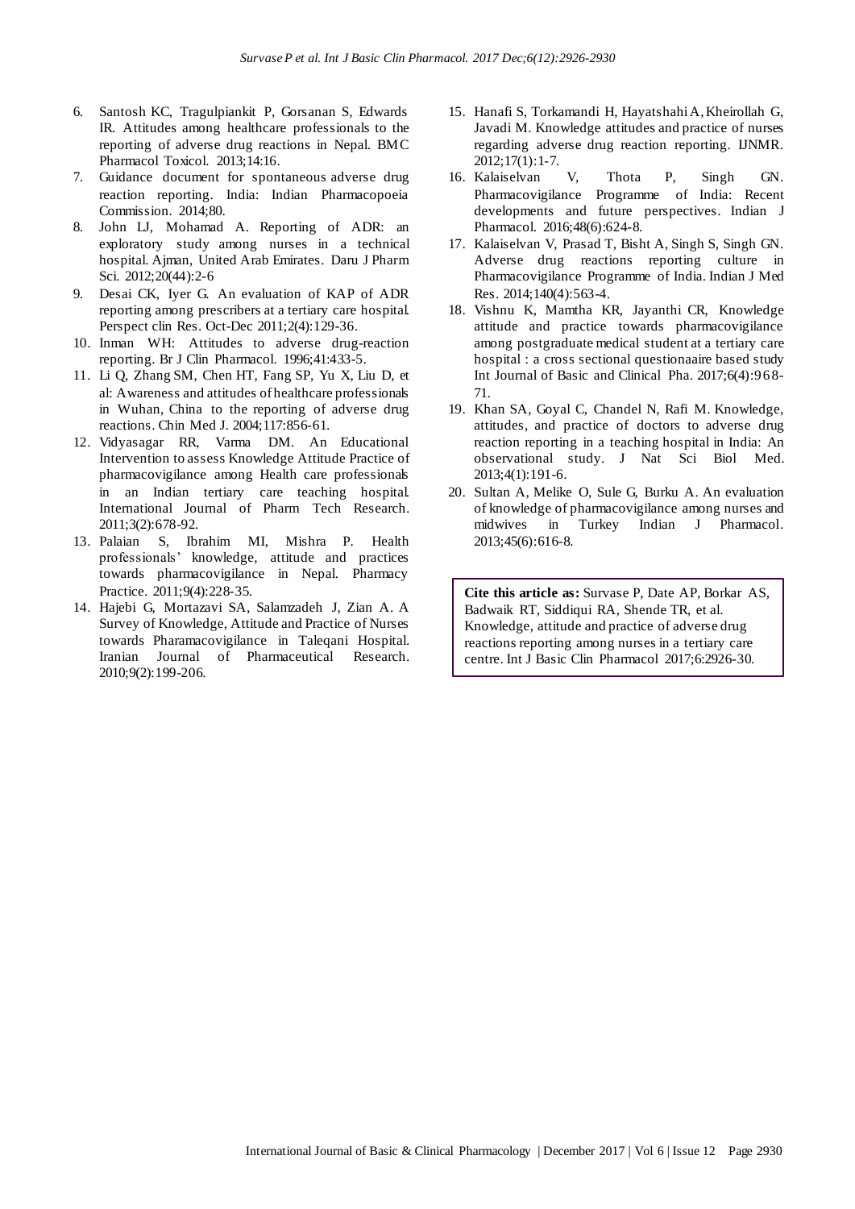6. Santosh KC, Tragulpiankit P, Gorsanan S, Edwards IR. Attitudes among healthcare professionals to the reporting of adverse drug reactions in Nepal. BMC Pharmacol Toxicol. 2013;14:16.
7. Guidance document for spontaneous adverse drug reaction reporting. India: Indian Pharmacopoeia Commission. 2014;80.
8. John LJ, Mohamad A. Reporting of ADR: an exploratory study among nurses in a technical hospital. Ajman, United Arab Emirates. Daru J Pharm Sci. 2012;20(44):2-6
9. Desai CK, Iyer G. An evaluation of KAP of ADR reporting among prescribers at a tertiary care hospital. Perspect clin Res. Oct-Dec 2011;2(4):129-36.
10. Inman WH: Attitudes to adverse drug-reaction reporting. Br J Clin Pharmacol. 1996;41:433-5.
11. Li Q, Zhang SM, Chen HT, Fang SP, Yu X, Liu D, et al: Awareness and attitudes of healthcare professionals in Wuhan, China to the reporting of adverse drug reactions. Chin Med J. 2004;117:856-61.
12. Vidyasagar RR, Varma DM. An Educational Intervention to assess Knowledge Attitude Practice of pharmacovigilance among Health care professionals in an Indian tertiary care teaching hospital. International Journal of Pharm Tech Research. 2011;3(2):678-92.
13. Palaian S, Ibrahim MI, Mishra P. Health professionals' knowledge, attitude and practices towards pharmacovigilance in Nepal. Pharmacy Practice. 2011;9(4):228-35.
14. Hajebi G, Mortazavi SA, Salamzadeh J, Zian A. A Survey of Knowledge, Attitude and Practice of Nurses towards Pharamacovigilance in Taleqani Hospital. Iranian Journal of Pharmaceutical Research. 2010;9(2):199-206.
15. Hanafi S, Torkamandi H, Hayatshahi A, Kheirollah G, Javadi M. Knowledge attitudes and practice of nurses regarding adverse drug reaction reporting. IJNMR. 2012;17(1):1-7.
16. Kalaiselvan V, Thota P, Singh GN. Pharmacovigilance Programme of India: Recent developments and future perspectives. Indian J Pharmacol. 2016;48(6):624-8.
17. Kalaiselvan V, Prasad T, Bisht A, Singh S, Singh GN. Adverse drug reactions reporting culture in Pharmacovigilance Programme of India. Indian J Med Res. 2014;140(4):563-4.
18. Vishnu K, Mamtha KR, Jayanthi CR, Knowledge attitude and practice towards pharmacovigilance among postgraduate medical student at a tertiary care hospital : a cross sectional questionaaire based study Int Journal of Basic and Clinical Pha. 2017;6(4):968-71.
19. Khan SA, Goyal C, Chandel N, Rafi M. Knowledge, attitudes, and practice of doctors to adverse drug reaction reporting in a teaching hospital in India: An observational study. J Nat Sci Biol Med. 2013;4(1):191-6.
20. Sultan A, Melike O, Sule G, Burku A. An evaluation of knowledge of pharmacovigilance among nurses and midwives in Turkey Indian J Pharmacol. 2013;45(6):616-8.

**Cite this article as:** Survase P, Date AP, Borkar AS, Badwaik RT, Siddiqui RA, Shende TR, et al. Knowledge, attitude and practice of adverse drug reactions reporting among nurses in a tertiary care centre. Int J Basic Clin Pharmacol 2017;6:2926-30.